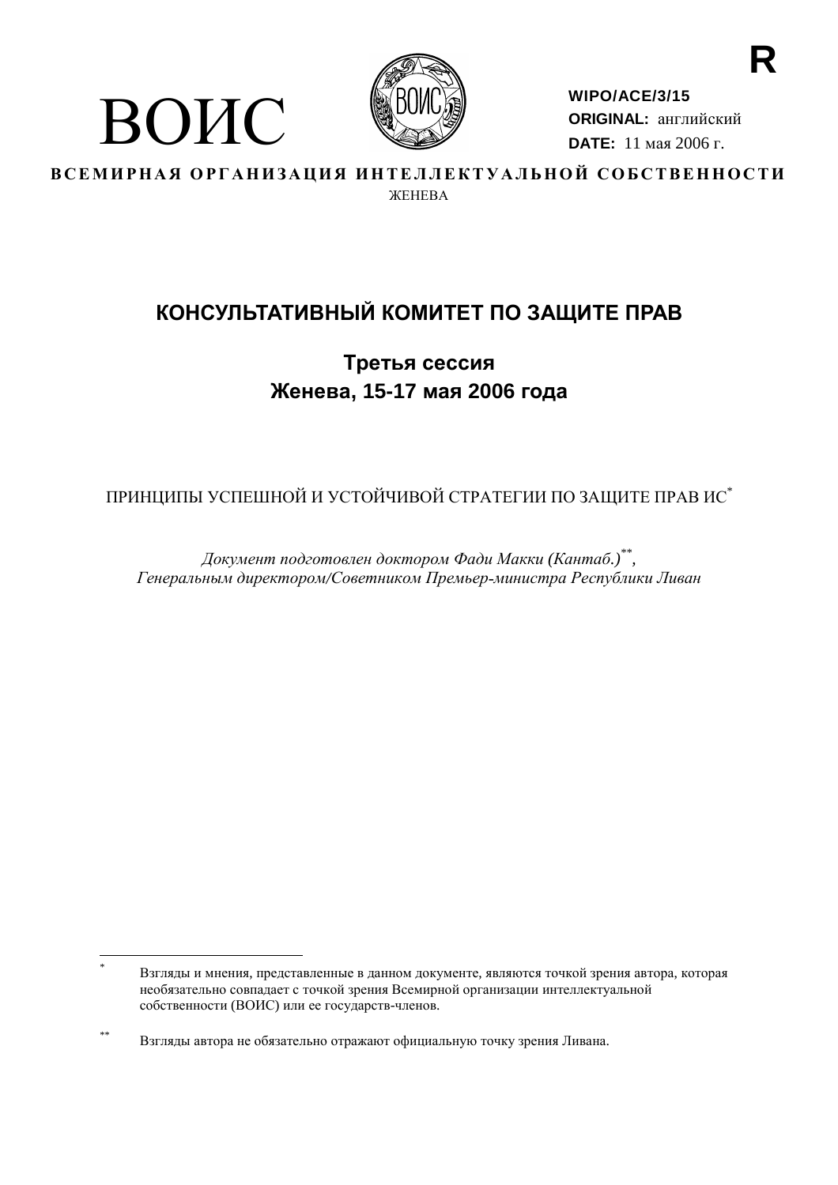ВОИС

R

**WIPO/ACE/3/15**
**ORIGINAL:** английский
**DATE:** 11 мая 2006 г.

**ВСЕМИРНАЯ ОРГАНИЗАЦИЯ ИНТЕЛЛЕКТУАЛЬНОЙ СОБСТВЕННОСТИ**
ЖЕНЕВА

# КОНСУЛЬТАТИВНЫЙ КОМИТЕТ ПО ЗАЩИТЕ ПРАВ

## Третья сессия
## Женева, 15-17 мая 2006 года

ПРИНЦИПЫ УСПЕШНОЙ И УСТОЙЧИВОЙ СТРАТЕГИИ ПО ЗАЩИТЕ ПРАВ ИС*

*Документ подготовлен доктором Фади Макки (Кантаб.)**, Генеральным директором/Советником Премьер-министра Республики Ливан*

---

\* Взгляды и мнения, представленные в данном документе, являются точкой зрения автора, которая необязательно совпадает с точкой зрения Всемирной организации интеллектуальной собственности (ВОИС) или ее государств-членов.

\*\* Взгляды автора не обязательно отражают официальную точку зрения Ливана.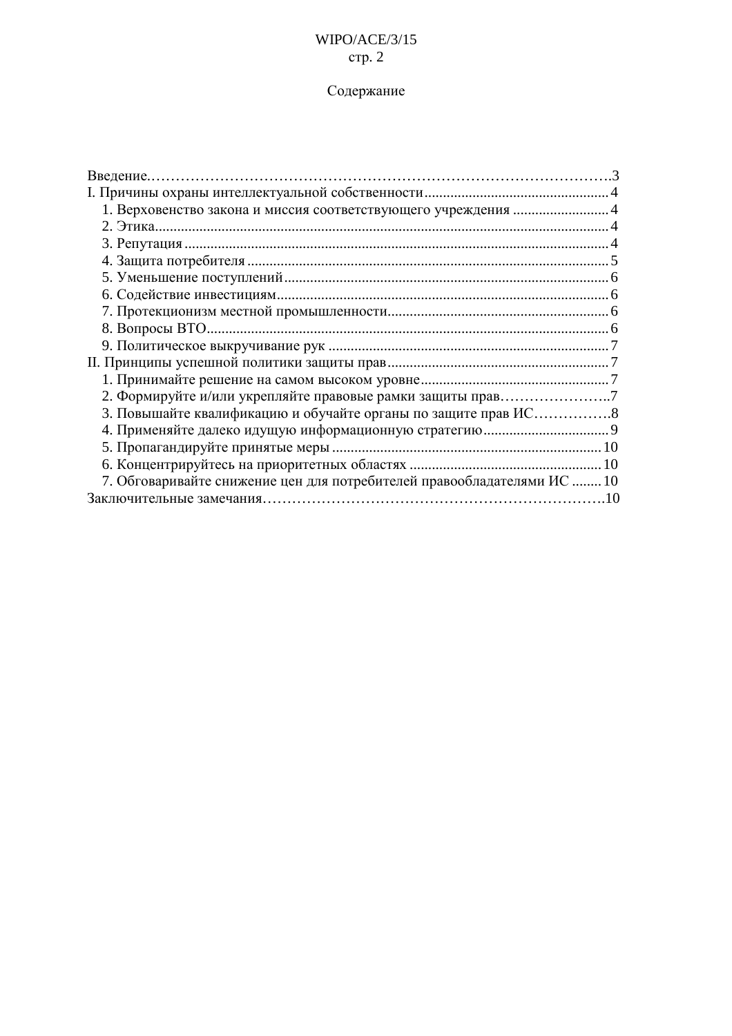Содержание

Введение……………………………………………………………………………….3

I. Причины охраны интеллектуальной собственности .................................................. 4

- 1. Верховенство закона и миссия соответствующего учреждения .......................... 4
- 2. Этика.......................................................................................................................... 4
- 3. Репутация .................................................................................................................. 4
- 4. Защита потребителя ................................................................................................. 5
- 5. Уменьшение поступлений ....................................................................................... 6
- 6. Содействие инвестициям.......................................................................................... 6
- 7. Протекционизм местной промышленности ............................................................ 6
- 8. Вопросы ВТО ............................................................................................................ 6
- 9. Политическое выкручивание рук ............................................................................ 7

II. Принципы успешной политики защиты прав ............................................................ 7

- 1. Принимайте решение на самом высоком уровне ................................................... 7
- 2. Формируйте и/или укрепляйте правовые рамки защиты прав…………………..7
- 3. Повышайте квалификацию и обучайте органы по защите прав ИС…………….8
- 4. Применяйте далеко идущую информационную стратегию .................................. 9
- 5. Пропагандируйте принятые меры ......................................................................... 10
- 6. Концентрируйтесь на приоритетных областях ..................................................... 10
- 7. Обговаривайте снижение цен для потребителей правообладателями ИС ........ 10

Заключительные замечания…………………………………………………………….10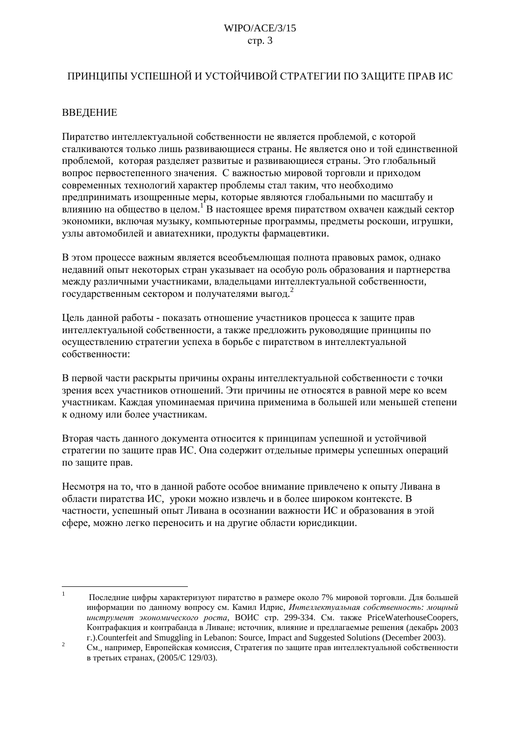## ПРИНЦИПЫ УСПЕШНОЙ И УСТОЙЧИВОЙ СТРАТЕГИИ ПО ЗАЩИТЕ ПРАВ ИС

### ВВЕДЕНИЕ

Пиратство интеллектуальной собственности не является проблемой, с которой сталкиваются только лишь развивающиеся страны. Не является оно и той единственной проблемой, которая разделяет развитые и развивающиеся страны. Это глобальный вопрос первостепенного значения. С важностью мировой торговли и приходом современных технологий характер проблемы стал таким, что необходимо предпринимать изощренные меры, которые являются глобальными по масштабу и влиянию на общество в целом.[1] В настоящее время пиратством охвачен каждый сектор экономики, включая музыку, компьютерные программы, предметы роскоши, игрушки, узлы автомобилей и авиатехники, продукты фармацевтики.

В этом процессе важным является всеобъемлющая полнота правовых рамок, однако недавний опыт некоторых стран указывает на особую роль образования и партнерства между различными участниками, владельцами интеллектуальной собственности, государственным сектором и получателями выгод.[2]

Цель данной работы - показать отношение участников процесса к защите прав интеллектуальной собственности, а также предложить руководящие принципы по осуществлению стратегии успеха в борьбе с пиратством в интеллектуальной собственности:

В первой части раскрыты причины охраны интеллектуальной собственности с точки зрения всех участников отношений. Эти причины не относятся в равной мере ко всем участникам. Каждая упоминаемая причина применима в большей или меньшей степени к одному или более участникам.

Вторая часть данного документа относится к принципам успешной и устойчивой стратегии по защите прав ИС. Она содержит отдельные примеры успешных операций по защите прав.

Несмотря на то, что в данной работе особое внимание привлечено к опыту Ливана в области пиратства ИС, уроки можно извлечь и в более широком контексте. В частности, успешный опыт Ливана в осознании важности ИС и образования в этой сфере, можно легко переносить и на другие области юрисдикции.

---

[1] Последние цифры характеризуют пиратство в размере около 7% мировой торговли. Для большей информации по данному вопросу см. Камил Идрис, *Интеллектуальная собственность: мощный инструмент экономического роста*, ВОИС стр. 299-334. См. также PriceWaterhouseCoopers, Контрафакция и контрабанда в Ливане: источник, влияние и предлагаемые решения (декабрь 2003 г.).Counterfeit and Smuggling in Lebanon: Source, Impact and Suggested Solutions (December 2003).

[2] См., например, Европейская комиссия, Стратегия по защите прав интеллектуальной собственности в третьих странах, (2005/C 129/03).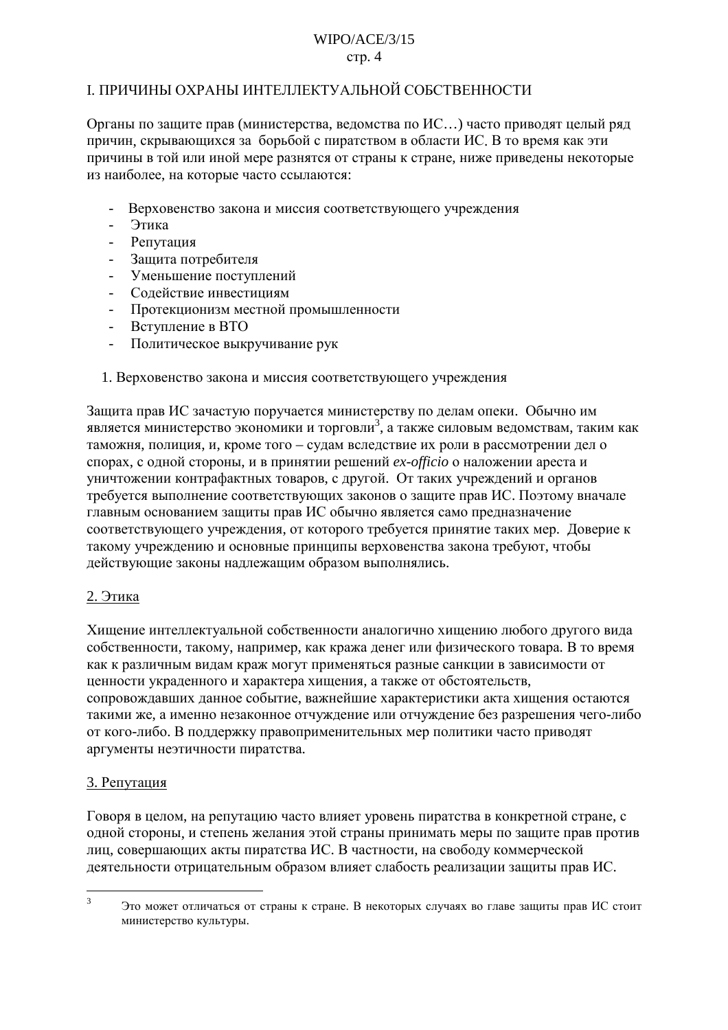## I. ПРИЧИНЫ ОХРАНЫ ИНТЕЛЛЕКТУАЛЬНОЙ СОБСТВЕННОСТИ

Органы по защите прав (министерства, ведомства по ИС…) часто приводят целый ряд причин, скрывающихся за борьбой с пиратством в области ИС. В то время как эти причины в той или иной мере разнятся от страны к стране, ниже приведены некоторые из наиболее, на которые часто ссылаются:

- Верховенство закона и миссия соответствующего учреждения
- Этика
- Репутация
- Защита потребителя
- Уменьшение поступлений
- Содействие инвестициям
- Протекционизм местной промышленности
- Вступление в ВТО
- Политическое выкручивание рук

1. Верховенство закона и миссия соответствующего учреждения

Защита прав ИС зачастую поручается министерству по делам опеки. Обычно им является министерство экономики и торговли[3], а также силовым ведомствам, таким как таможня, полиция, и, кроме того – судам вследствие их роли в рассмотрении дел о спорах, с одной стороны, и в принятии решений *ex-officio* о наложении ареста и уничтожении контрафактных товаров, с другой. От таких учреждений и органов требуется выполнение соответствующих законов о защите прав ИС. Поэтому вначале главным основанием защиты прав ИС обычно является само предназначение соответствующего учреждения, от которого требуется принятие таких мер. Доверие к такому учреждению и основные принципы верховенства закона требуют, чтобы действующие законы надлежащим образом выполнялись.

2. Этика

Хищение интеллектуальной собственности аналогично хищению любого другого вида собственности, такому, например, как кража денег или физического товара. В то время как к различным видам краж могут применяться разные санкции в зависимости от ценности украденного и характера хищения, а также от обстоятельств, сопровождавших данное событие, важнейшие характеристики акта хищения остаются такими же, а именно незаконное отчуждение или отчуждение без разрешения чего-либо от кого-либо. В поддержку правоприменительных мер политики часто приводят аргументы неэтичности пиратства.

3. Репутация

Говоря в целом, на репутацию часто влияет уровень пиратства в конкретной стране, с одной стороны, и степень желания этой страны принимать меры по защите прав против лиц, совершающих акты пиратства ИС. В частности, на свободу коммерческой деятельности отрицательным образом влияет слабость реализации защиты прав ИС.

---

[3] Это может отличаться от страны к стране. В некоторых случаях во главе защиты прав ИС стоит министерство культуры.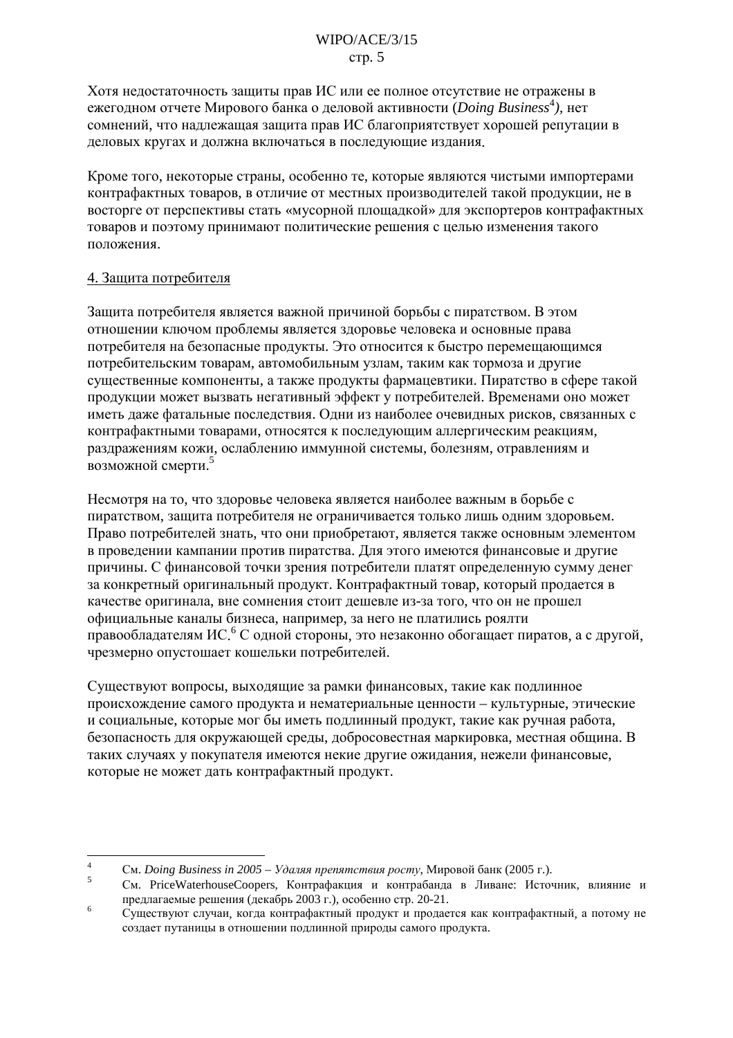Хотя недостаточность защиты прав ИС или ее полное отсутствие не отражены в ежегодном отчете Мирового банка о деловой активности (*Doing Business*[4]), нет сомнений, что надлежащая защита прав ИС благоприятствует хорошей репутации в деловых кругах и должна включаться в последующие издания.

Кроме того, некоторые страны, особенно те, которые являются чистыми импортерами контрафактных товаров, в отличие от местных производителей такой продукции, не в восторге от перспективы стать «мусорной площадкой» для экспортеров контрафактных товаров и поэтому принимают политические решения с целью изменения такого положения.

4. Защита потребителя

Защита потребителя является важной причиной борьбы с пиратством. В этом отношении ключом проблемы является здоровье человека и основные права потребителя на безопасные продукты. Это относится к быстро перемещающимся потребительским товарам, автомобильным узлам, таким как тормоза и другие существенные компоненты, а также продукты фармацевтики. Пиратство в сфере такой продукции может вызвать негативный эффект у потребителей. Временами оно может иметь даже фатальные последствия. Одни из наиболее очевидных рисков, связанных с контрафактными товарами, относятся к последующим аллергическим реакциям, раздражениям кожи, ослаблению иммунной системы, болезням, отравлениям и возможной смерти.[5]

Несмотря на то, что здоровье человека является наиболее важным в борьбе с пиратством, защита потребителя не ограничивается только лишь одним здоровьем. Право потребителей знать, что они приобретают, является также основным элементом в проведении кампании против пиратства. Для этого имеются финансовые и другие причины. С финансовой точки зрения потребители платят определенную сумму денег за конкретный оригинальный продукт. Контрафактный товар, который продается в качестве оригинала, вне сомнения стоит дешевле из-за того, что он не прошел официальные каналы бизнеса, например, за него не платились роялти правообладателям ИС.[6] С одной стороны, это незаконно обогащает пиратов, а с другой, чрезмерно опустошает кошельки потребителей.

Существуют вопросы, выходящие за рамки финансовых, такие как подлинное происхождение самого продукта и нематериальные ценности – культурные, этические и социальные, которые мог бы иметь подлинный продукт, такие как ручная работа, безопасность для окружающей среды, добросовестная маркировка, местная община. В таких случаях у покупателя имеются некие другие ожидания, нежели финансовые, которые не может дать контрафактный продукт.

---

[4] См. *Doing Business in 2005 – Удаляя препятствия росту*, Мировой банк (2005 г.).

[5] См. PriceWaterhouseCoopers, Контрафакция и контрабанда в Ливане: Источник, влияние и предлагаемые решения (декабрь 2003 г.), особенно стр. 20-21.

[6] Существуют случаи, когда контрафактный продукт и продается как контрафактный, а потому не создает путаницы в отношении подлинной природы самого продукта.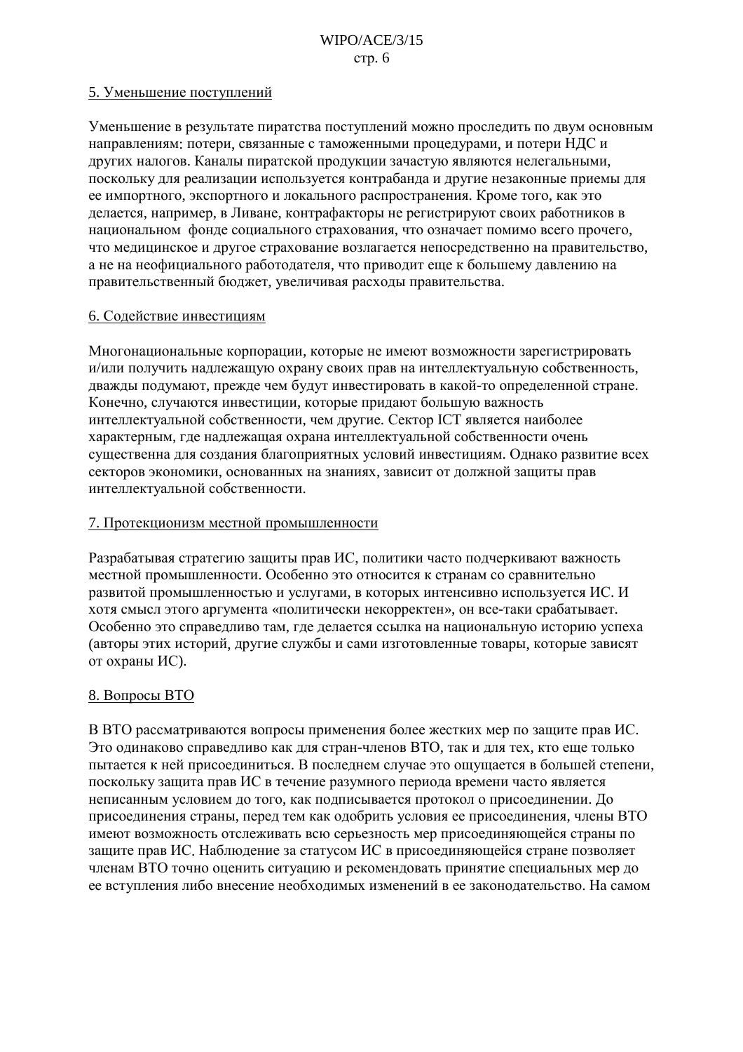5. Уменьшение поступлений

Уменьшение в результате пиратства поступлений можно проследить по двум основным направлениям: потери, связанные с таможенными процедурами, и потери НДС и других налогов. Каналы пиратской продукции зачастую являются нелегальными, поскольку для реализации используется контрабанда и другие незаконные приемы для ее импортного, экспортного и локального распространения. Кроме того, как это делается, например, в Ливане, контрафакторы не регистрируют своих работников в национальном фонде социального страхования, что означает помимо всего прочего, что медицинское и другое страхование возлагается непосредственно на правительство, а не на неофициального работодателя, что приводит еще к большему давлению на правительственный бюджет, увеличивая расходы правительства.

6. Содействие инвестициям

Многонациональные корпорации, которые не имеют возможности зарегистрировать и/или получить надлежащую охрану своих прав на интеллектуальную собственность, дважды подумают, прежде чем будут инвестировать в какой-то определенной стране. Конечно, случаются инвестиции, которые придают большую важность интеллектуальной собственности, чем другие. Сектор ICT является наиболее характерным, где надлежащая охрана интеллектуальной собственности очень существенна для создания благоприятных условий инвестициям. Однако развитие всех секторов экономики, основанных на знаниях, зависит от должной защиты прав интеллектуальной собственности.

7. Протекционизм местной промышленности

Разрабатывая стратегию защиты прав ИС, политики часто подчеркивают важность местной промышленности. Особенно это относится к странам со сравнительно развитой промышленностью и услугами, в которых интенсивно используется ИС. И хотя смысл этого аргумента «политически некорректен», он все-таки срабатывает. Особенно это справедливо там, где делается ссылка на национальную историю успеха (авторы этих историй, другие службы и сами изготовленные товары, которые зависят от охраны ИС).

8. Вопросы ВТО

В ВТО рассматриваются вопросы применения более жестких мер по защите прав ИС. Это одинаково справедливо как для стран-членов ВТО, так и для тех, кто еще только пытается к ней присоединиться. В последнем случае это ощущается в большей степени, поскольку защита прав ИС в течение разумного периода времени часто является неписанным условием до того, как подписывается протокол о присоединении. До присоединения страны, перед тем как одобрить условия ее присоединения, члены ВТО имеют возможность отслеживать всю серьезность мер присоединяющейся страны по защите прав ИС. Наблюдение за статусом ИС в присоединяющейся стране позволяет членам ВТО точно оценить ситуацию и рекомендовать принятие специальных мер до ее вступления либо внесение необходимых изменений в ее законодательство. На самом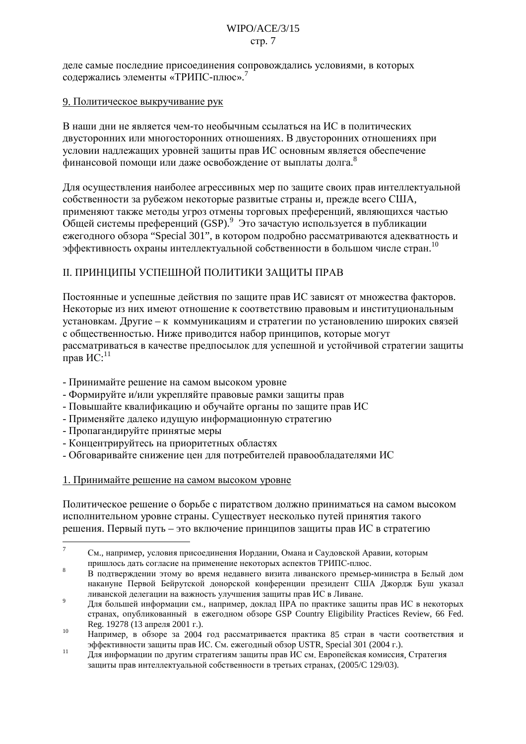деле самые последние присоединения сопровождались условиями, в которых содержались элементы «ТРИПС-плюс».[7]

9. Политическое выкручивание рук

В наши дни не является чем-то необычным ссылаться на ИС в политических двусторонних или многосторонних отношениях. В двусторонних отношениях при условии надлежащих уровней защиты прав ИС основным является обеспечение финансовой помощи или даже освобождение от выплаты долга.[8]

Для осуществления наиболее агрессивных мер по защите своих прав интеллектуальной собственности за рубежом некоторые развитые страны и, прежде всего США, применяют также методы угроз отмены торговых преференций, являющихся частью Общей системы преференций (GSP).[9] Это зачастую используется в публикации ежегодного обзора "Special 301", в котором подробно рассматриваются адекватность и эффективность охраны интеллектуальной собственности в большом числе стран.[10]

## II. ПРИНЦИПЫ УСПЕШНОЙ ПОЛИТИКИ ЗАЩИТЫ ПРАВ

Постоянные и успешные действия по защите прав ИС зависят от множества факторов. Некоторые из них имеют отношение к соответствию правовым и институциональным установкам. Другие – к коммуникациям и стратегии по установлению широких связей с общественностью. Ниже приводится набор принципов, которые могут рассматриваться в качестве предпосылок для успешной и устойчивой стратегии защиты прав ИС:[11]

- Принимайте решение на самом высоком уровне
- Формируйте и/или укрепляйте правовые рамки защиты прав
- Повышайте квалификацию и обучайте органы по защите прав ИС
- Применяйте далеко идущую информационную стратегию
- Пропагандируйте принятые меры
- Концентрируйтесь на приоритетных областях
- Обговаривайте снижение цен для потребителей правообладателями ИС

1. Принимайте решение на самом высоком уровне

Политическое решение о борьбе с пиратством должно приниматься на самом высоком исполнительном уровне страны. Существует несколько путей принятия такого решения. Первый путь – это включение принципов защиты прав ИС в стратегию

---

[7] См., например, условия присоединения Иордании, Омана и Саудовской Аравии, которым пришлось дать согласие на применение некоторых аспектов ТРИПС-плюс.

[8] В подтверждении этому во время недавнего визита ливанского премьер-министра в Белый дом накануне Первой Бейрутской донорской конференции президент США Джордж Буш указал ливанской делегации на важность улучшения защиты прав ИС в Ливане.

[9] Для большей информации см., например, доклад IIPA по практике защиты прав ИС в некоторых странах, опубликованный в ежегодном обзоре GSP Country Eligibility Practices Review, 66 Fed. Reg. 19278 (13 апреля 2001 г.).

[10] Например, в обзоре за 2004 год рассматривается практика 85 стран в части соответствия и эффективности защиты прав ИС. См. ежегодный обзор USTR, Special 301 (2004 г.).

[11] Для информации по другим стратегиям защиты прав ИС см. Европейская комиссия, Стратегия защиты прав интеллектуальной собственности в третьих странах, (2005/C 129/03).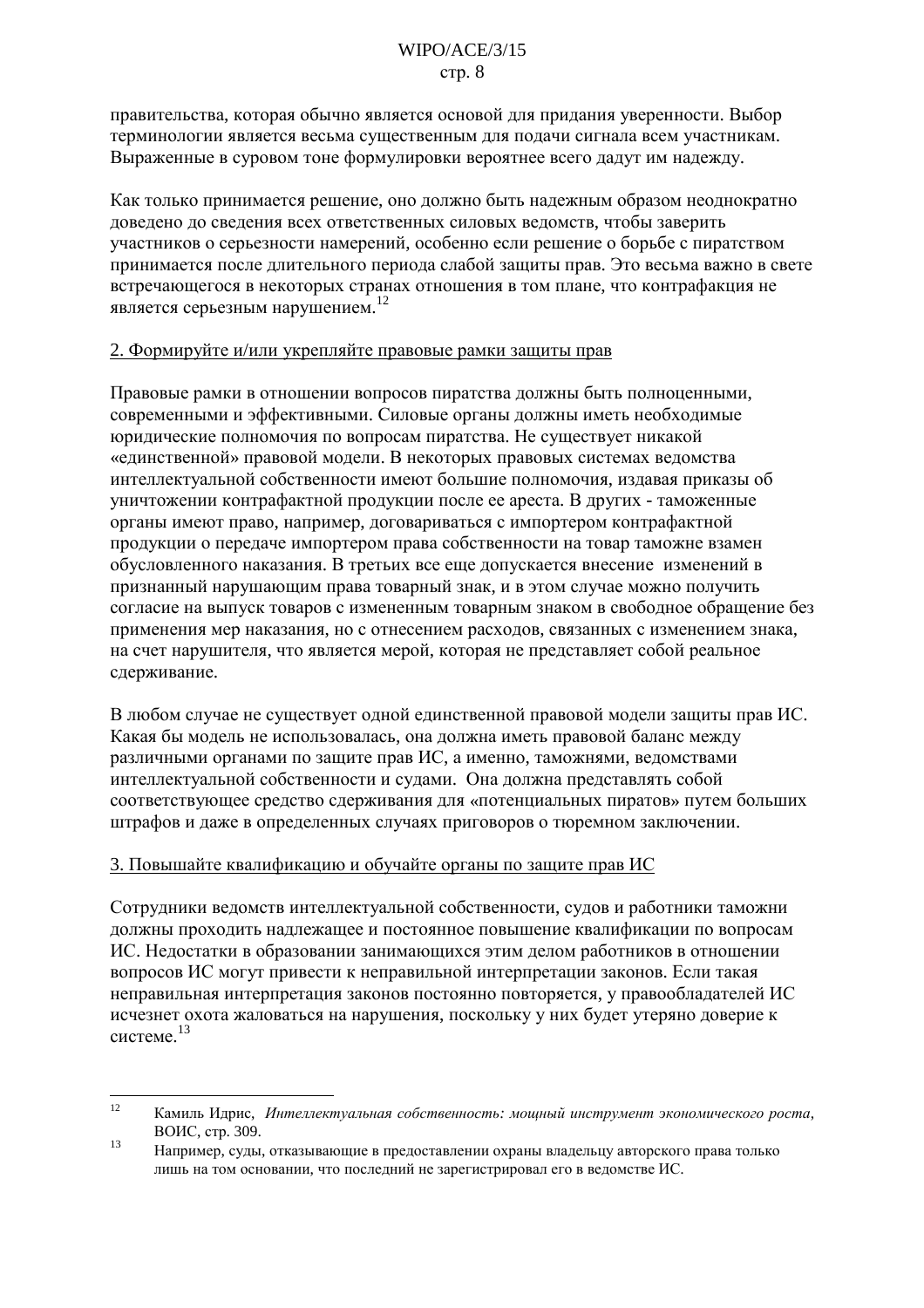правительства, которая обычно является основой для придания уверенности. Выбор терминологии является весьма существенным для подачи сигнала всем участникам. Выраженные в суровом тоне формулировки вероятнее всего дадут им надежду.

Как только принимается решение, оно должно быть надежным образом неоднократно доведено до сведения всех ответственных силовых ведомств, чтобы заверить участников о серьезности намерений, особенно если решение о борьбе с пиратством принимается после длительного периода слабой защиты прав. Это весьма важно в свете встречающегося в некоторых странах отношения в том плане, что контрафакция не является серьезным нарушением.[12]

2. Формируйте и/или укрепляйте правовые рамки защиты прав

Правовые рамки в отношении вопросов пиратства должны быть полноценными, современными и эффективными. Силовые органы должны иметь необходимые юридические полномочия по вопросам пиратства. Не существует никакой «единственной» правовой модели. В некоторых правовых системах ведомства интеллектуальной собственности имеют большие полномочия, издавая приказы об уничтожении контрафактной продукции после ее ареста. В других - таможенные органы имеют право, например, договариваться с импортером контрафактной продукции о передаче импортером права собственности на товар таможне взамен обусловленного наказания. В третьих все еще допускается внесение изменений в признанный нарушающим права товарный знак, и в этом случае можно получить согласие на выпуск товаров с измененным товарным знаком в свободное обращение без применения мер наказания, но с отнесением расходов, связанных с изменением знака, на счет нарушителя, что является мерой, которая не представляет собой реальное сдерживание.

В любом случае не существует одной единственной правовой модели защиты прав ИС. Какая бы модель не использовалась, она должна иметь правовой баланс между различными органами по защите прав ИС, а именно, таможнями, ведомствами интеллектуальной собственности и судами. Она должна представлять собой соответствующее средство сдерживания для «потенциальных пиратов» путем больших штрафов и даже в определенных случаях приговоров о тюремном заключении.

3. Повышайте квалификацию и обучайте органы по защите прав ИС

Сотрудники ведомств интеллектуальной собственности, судов и работники таможни должны проходить надлежащее и постоянное повышение квалификации по вопросам ИС. Недостатки в образовании занимающихся этим делом работников в отношении вопросов ИС могут привести к неправильной интерпретации законов. Если такая неправильная интерпретация законов постоянно повторяется, у правообладателей ИС исчезнет охота жаловаться на нарушения, поскольку у них будет утеряно доверие к системе.[13]

---

[12] Камиль Идрис, *Интеллектуальная собственность: мощный инструмент экономического роста*, ВОИС, стр. 309.

[13] Например, суды, отказывающие в предоставлении охраны владельцу авторского права только лишь на том основании, что последний не зарегистрировал его в ведомстве ИС.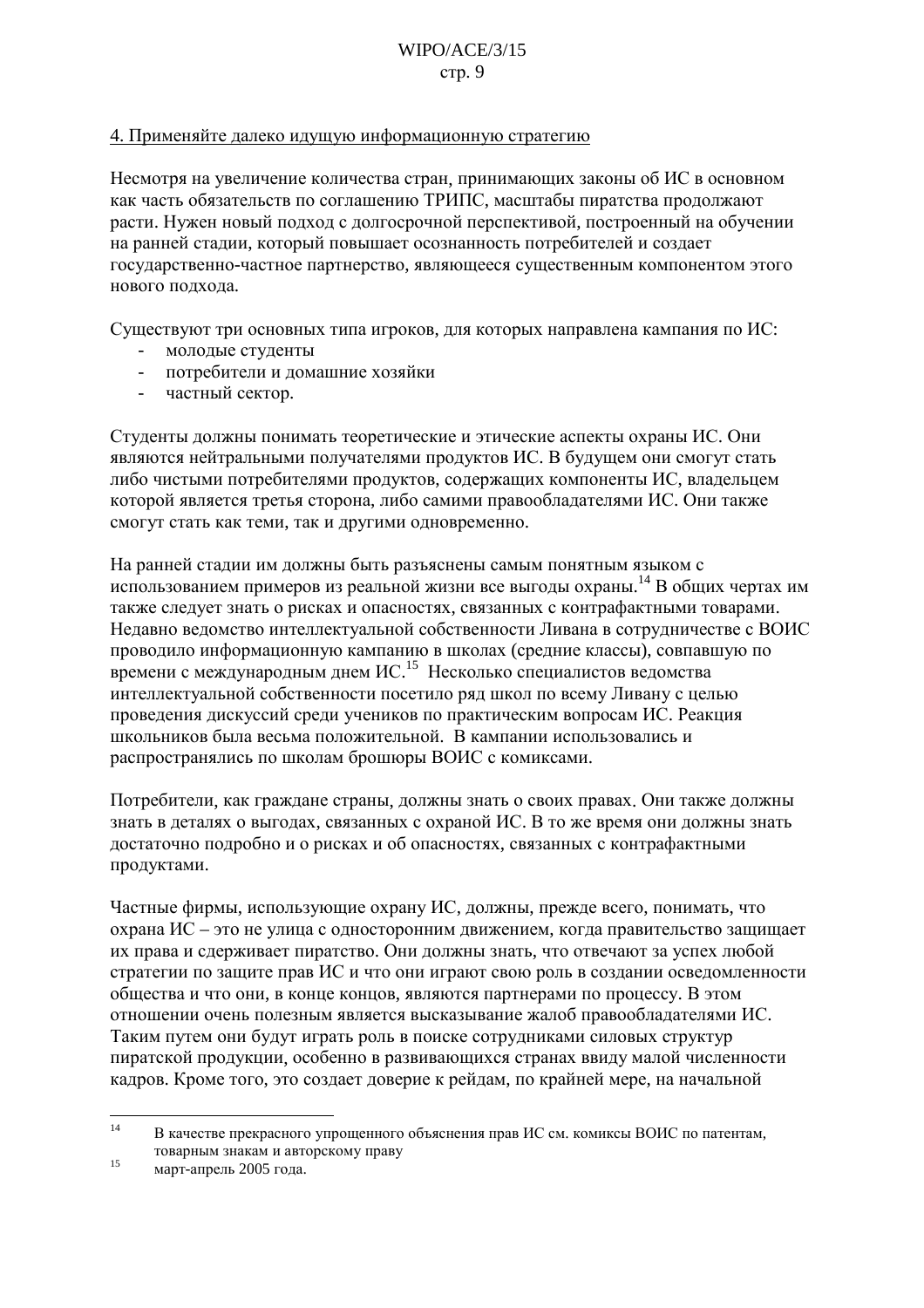4. Применяйте далеко идущую информационную стратегию

Несмотря на увеличение количества стран, принимающих законы об ИС в основном как часть обязательств по соглашению ТРИПС, масштабы пиратства продолжают расти. Нужен новый подход с долгосрочной перспективой, построенный на обучении на ранней стадии, который повышает осознанность потребителей и создает государственно-частное партнерство, являющееся существенным компонентом этого нового подхода.

Существуют три основных типа игроков, для которых направлена кампания по ИС:

- молодые студенты
- потребители и домашние хозяйки
- частный сектор.

Студенты должны понимать теоретические и этические аспекты охраны ИС. Они являются нейтральными получателями продуктов ИС. В будущем они смогут стать либо чистыми потребителями продуктов, содержащих компоненты ИС, владельцем которой является третья сторона, либо самими правообладателями ИС. Они также смогут стать как теми, так и другими одновременно.

На ранней стадии им должны быть разъяснены самым понятным языком с использованием примеров из реальной жизни все выгоды охраны.[14] В общих чертах им также следует знать о рисках и опасностях, связанных с контрафактными товарами. Недавно ведомство интеллектуальной собственности Ливана в сотрудничестве с ВОИС проводило информационную кампанию в школах (средние классы), совпавшую по времени с международным днем ИС.[15] Несколько специалистов ведомства интеллектуальной собственности посетило ряд школ по всему Ливану с целью проведения дискуссий среди учеников по практическим вопросам ИС. Реакция школьников была весьма положительной. В кампании использовались и распространялись по школам брошюры ВОИС с комиксами.

Потребители, как граждане страны, должны знать о своих правах. Они также должны знать в деталях о выгодах, связанных с охраной ИС. В то же время они должны знать достаточно подробно и о рисках и об опасностях, связанных с контрафактными продуктами.

Частные фирмы, использующие охрану ИС, должны, прежде всего, понимать, что охрана ИС – это не улица с односторонним движением, когда правительство защищает их права и сдерживает пиратство. Они должны знать, что отвечают за успех любой стратегии по защите прав ИС и что они играют свою роль в создании осведомленности общества и что они, в конце концов, являются партнерами по процессу. В этом отношении очень полезным является высказывание жалоб правообладателями ИС. Таким путем они будут играть роль в поиске сотрудниками силовых структур пиратской продукции, особенно в развивающихся странах ввиду малой численности кадров. Кроме того, это создает доверие к рейдам, по крайней мере, на начальной

---

[14] В качестве прекрасного упрощенного объяснения прав ИС см. комиксы ВОИС по патентам, товарным знакам и авторскому праву

[15] март-апрель 2005 года.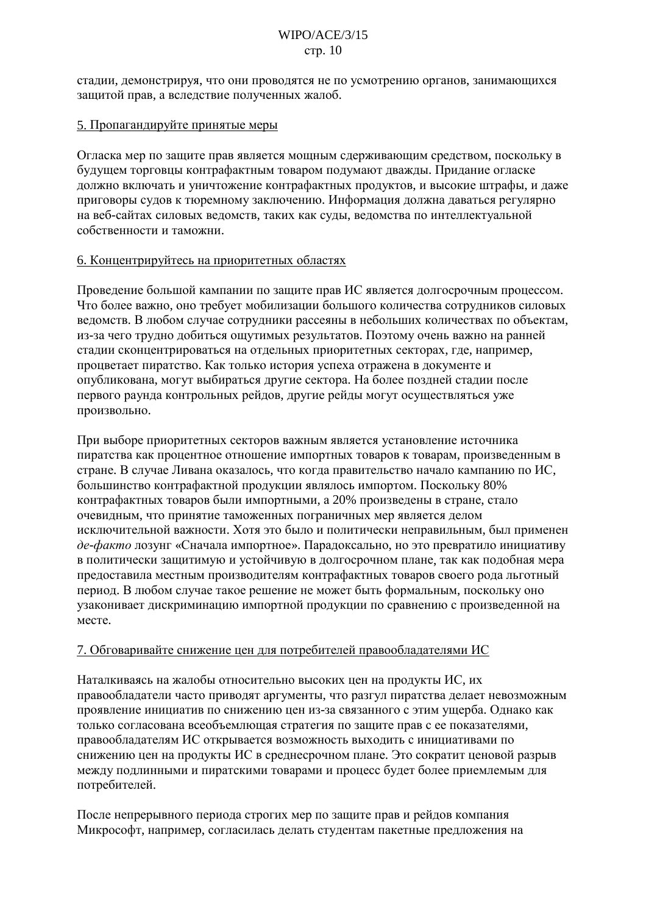стадии, демонстрируя, что они проводятся не по усмотрению органов, занимающихся защитой прав, а вследствие полученных жалоб.

5. Пропагандируйте принятые меры

Огласка мер по защите прав является мощным сдерживающим средством, поскольку в будущем торговцы контрафактным товаром подумают дважды. Придание огласке должно включать и уничтожение контрафактных продуктов, и высокие штрафы, и даже приговоры судов к тюремному заключению. Информация должна даваться регулярно на веб-сайтах силовых ведомств, таких как суды, ведомства по интеллектуальной собственности и таможни.

6. Концентрируйтесь на приоритетных областях

Проведение большой кампании по защите прав ИС является долгосрочным процессом. Что более важно, оно требует мобилизации большого количества сотрудников силовых ведомств. В любом случае сотрудники рассеяны в небольших количествах по объектам, из-за чего трудно добиться ощутимых результатов. Поэтому очень важно на ранней стадии сконцентрироваться на отдельных приоритетных секторах, где, например, процветает пиратство. Как только история успеха отражена в документе и опубликована, могут выбираться другие сектора. На более поздней стадии после первого раунда контрольных рейдов, другие рейды могут осуществляться уже произвольно.

При выборе приоритетных секторов важным является установление источника пиратства как процентное отношение импортных товаров к товарам, произведенным в стране. В случае Ливана оказалось, что когда правительство начало кампанию по ИС, большинство контрафактной продукции являлось импортом. Поскольку 80% контрафактных товаров были импортными, а 20% произведены в стране, стало очевидным, что принятие таможенных пограничных мер является делом исключительной важности. Хотя это было и политически неправильным, был применен *де-факто* лозунг «Сначала импортное». Парадоксально, но это превратило инициативу в политически защитимую и устойчивую в долгосрочном плане, так как подобная мера предоставила местным производителям контрафактных товаров своего рода льготный период. В любом случае такое решение не может быть формальным, поскольку оно узаконивает дискриминацию импортной продукции по сравнению с произведенной на месте.

7. Обговаривайте снижение цен для потребителей правообладателями ИС

Наталкиваясь на жалобы относительно высоких цен на продукты ИС, их правообладатели часто приводят аргументы, что разгул пиратства делает невозможным проявление инициатив по снижению цен из-за связанного с этим ущерба. Однако как только согласована всеобъемлющая стратегия по защите прав с ее показателями, правообладателям ИС открывается возможность выходить с инициативами по снижению цен на продукты ИС в среднесрочном плане. Это сократит ценовой разрыв между подлинными и пиратскими товарами и процесс будет более приемлемым для потребителей.

После непрерывного периода строгих мер по защите прав и рейдов компания Микрософт, например, согласилась делать студентам пакетные предложения на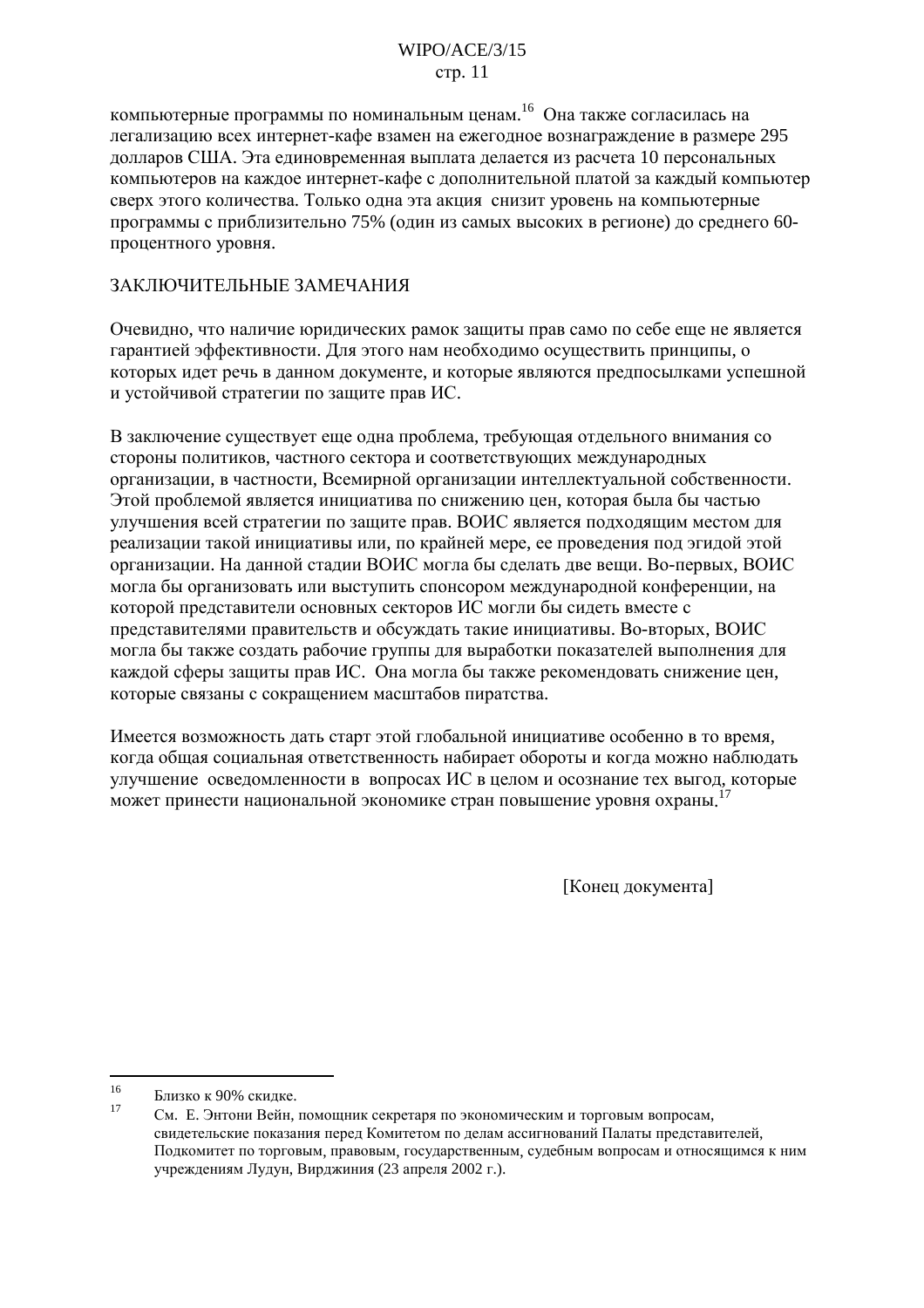компьютерные программы по номинальным ценам.[16] Она также согласилась на легализацию всех интернет-кафе взамен на ежегодное вознаграждение в размере 295 долларов США. Эта единовременная выплата делается из расчета 10 персональных компьютеров на каждое интернет-кафе с дополнительной платой за каждый компьютер сверх этого количества. Только одна эта акция снизит уровень на компьютерные программы с приблизительно 75% (один из самых высоких в регионе) до среднего 60-процентного уровня.

## ЗАКЛЮЧИТЕЛЬНЫЕ ЗАМЕЧАНИЯ

Очевидно, что наличие юридических рамок защиты прав само по себе еще не является гарантией эффективности. Для этого нам необходимо осуществить принципы, о которых идет речь в данном документе, и которые являются предпосылками успешной и устойчивой стратегии по защите прав ИС.

В заключение существует еще одна проблема, требующая отдельного внимания со стороны политиков, частного сектора и соответствующих международных организации, в частности, Всемирной организации интеллектуальной собственности. Этой проблемой является инициатива по снижению цен, которая была бы частью улучшения всей стратегии по защите прав. ВОИС является подходящим местом для реализации такой инициативы или, по крайней мере, ее проведения под эгидой этой организации. На данной стадии ВОИС могла бы сделать две вещи. Во-первых, ВОИС могла бы организовать или выступить спонсором международной конференции, на которой представители основных секторов ИС могли бы сидеть вместе с представителями правительств и обсуждать такие инициативы. Во-вторых, ВОИС могла бы также создать рабочие группы для выработки показателей выполнения для каждой сферы защиты прав ИС. Она могла бы также рекомендовать снижение цен, которые связаны с сокращением масштабов пиратства.

Имеется возможность дать старт этой глобальной инициативе особенно в то время, когда общая социальная ответственность набирает обороты и когда можно наблюдать улучшение осведомленности в вопросах ИС в целом и осознание тех выгод, которые может принести национальной экономике стран повышение уровня охраны.[17]

[Конец документа]

---

[16] Близко к 90% скидке.

[17] См. Е. Энтони Вейн, помощник секретаря по экономическим и торговым вопросам, свидетельские показания перед Комитетом по делам ассигнований Палаты представителей, Подкомитет по торговым, правовым, государственным, судебным вопросам и относящимся к ним учреждениям Лудун, Вирджиния (23 апреля 2002 г.).